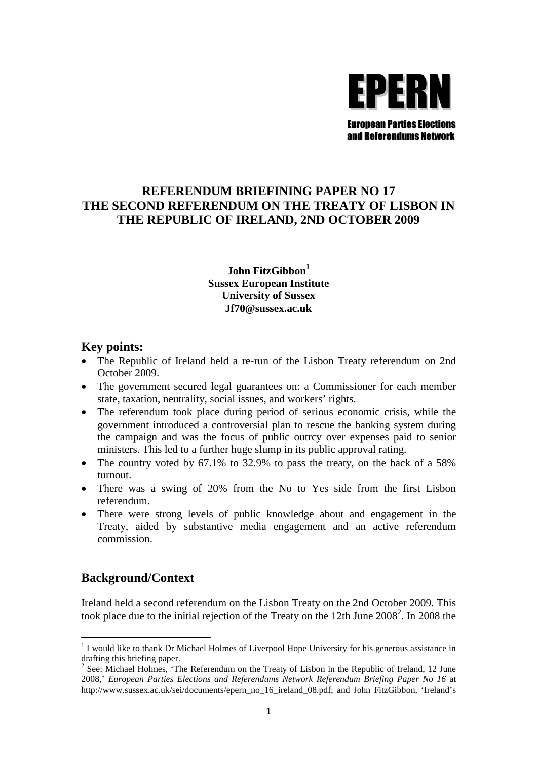EPERN

European Parties Elections and Referendums Network

# REFERENDUM BRIEFINING PAPER NO 17 THE SECOND REFERENDUM ON THE TREATY OF LISBON IN THE REPUBLIC OF IRELAND, 2ND OCTOBER 2009

**John FitzGibbon[1]**
**Sussex European Institute**
**University of Sussex**
**Jf70@sussex.ac.uk**

## Key points:

- The Republic of Ireland held a re-run of the Lisbon Treaty referendum on 2nd October 2009.
- The government secured legal guarantees on: a Commissioner for each member state, taxation, neutrality, social issues, and workers' rights.
- The referendum took place during period of serious economic crisis, while the government introduced a controversial plan to rescue the banking system during the campaign and was the focus of public outrcy over expenses paid to senior ministers. This led to a further huge slump in its public approval rating.
- The country voted by 67.1% to 32.9% to pass the treaty, on the back of a 58% turnout.
- There was a swing of 20% from the No to Yes side from the first Lisbon referendum.
- There were strong levels of public knowledge about and engagement in the Treaty, aided by substantive media engagement and an active referendum commission.

## Background/Context

Ireland held a second referendum on the Lisbon Treaty on the 2nd October 2009. This took place due to the initial rejection of the Treaty on the 12th June 2008[2]. In 2008 the

---

[1] I would like to thank Dr Michael Holmes of Liverpool Hope University for his generous assistance in drafting this briefing paper.

[2] See: Michael Holmes, 'The Referendum on the Treaty of Lisbon in the Republic of Ireland, 12 June 2008,' *European Parties Elections and Referendums Network Referendum Briefing Paper No 16* at http://www.sussex.ac.uk/sei/documents/epern_no_16_ireland_08.pdf; and John FitzGibbon, 'Ireland's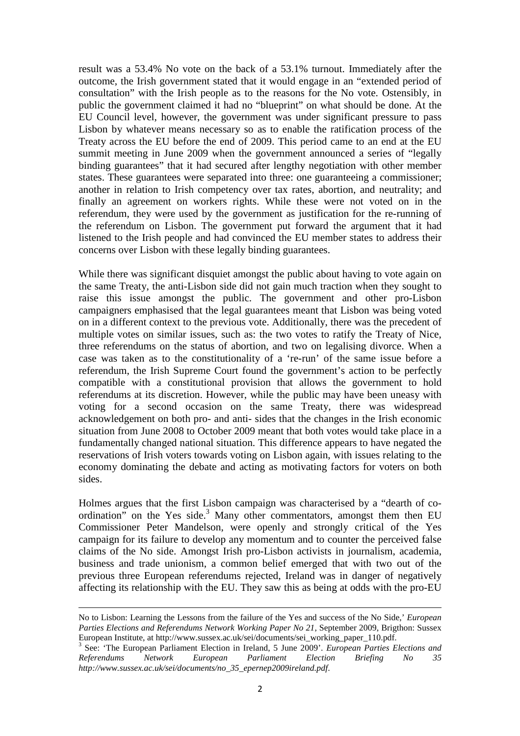result was a 53.4% No vote on the back of a 53.1% turnout. Immediately after the outcome, the Irish government stated that it would engage in an "extended period of consultation" with the Irish people as to the reasons for the No vote. Ostensibly, in public the government claimed it had no "blueprint" on what should be done. At the EU Council level, however, the government was under significant pressure to pass Lisbon by whatever means necessary so as to enable the ratification process of the Treaty across the EU before the end of 2009. This period came to an end at the EU summit meeting in June 2009 when the government announced a series of "legally binding guarantees" that it had secured after lengthy negotiation with other member states. These guarantees were separated into three: one guaranteeing a commissioner; another in relation to Irish competency over tax rates, abortion, and neutrality; and finally an agreement on workers rights. While these were not voted on in the referendum, they were used by the government as justification for the re-running of the referendum on Lisbon. The government put forward the argument that it had listened to the Irish people and had convinced the EU member states to address their concerns over Lisbon with these legally binding guarantees.

While there was significant disquiet amongst the public about having to vote again on the same Treaty, the anti-Lisbon side did not gain much traction when they sought to raise this issue amongst the public. The government and other pro-Lisbon campaigners emphasised that the legal guarantees meant that Lisbon was being voted on in a different context to the previous vote. Additionally, there was the precedent of multiple votes on similar issues, such as: the two votes to ratify the Treaty of Nice, three referendums on the status of abortion, and two on legalising divorce. When a case was taken as to the constitutionality of a 're-run' of the same issue before a referendum, the Irish Supreme Court found the government's action to be perfectly compatible with a constitutional provision that allows the government to hold referendums at its discretion. However, while the public may have been uneasy with voting for a second occasion on the same Treaty, there was widespread acknowledgement on both pro- and anti- sides that the changes in the Irish economic situation from June 2008 to October 2009 meant that both votes would take place in a fundamentally changed national situation. This difference appears to have negated the reservations of Irish voters towards voting on Lisbon again, with issues relating to the economy dominating the debate and acting as motivating factors for voters on both sides.

Holmes argues that the first Lisbon campaign was characterised by a "dearth of co-ordination" on the Yes side.[3] Many other commentators, amongst them then EU Commissioner Peter Mandelson, were openly and strongly critical of the Yes campaign for its failure to develop any momentum and to counter the perceived false claims of the No side. Amongst Irish pro-Lisbon activists in journalism, academia, business and trade unionism, a common belief emerged that with two out of the previous three European referendums rejected, Ireland was in danger of negatively affecting its relationship with the EU. They saw this as being at odds with the pro-EU

---

No to Lisbon: Learning the Lessons from the failure of the Yes and success of the No Side,' *European Parties Elections and Referendums Network Working Paper No 21*, September 2009, Brigthon: Sussex European Institute, at http://www.sussex.ac.uk/sei/documents/sei_working_paper_110.pdf.

[3] See: 'The European Parliament Election in Ireland, 5 June 2009'. *European Parties Elections and Referendums Network European Parliament Election Briefing No 35 http://www.sussex.ac.uk/sei/documents/no_35_epernep2009ireland.pdf*.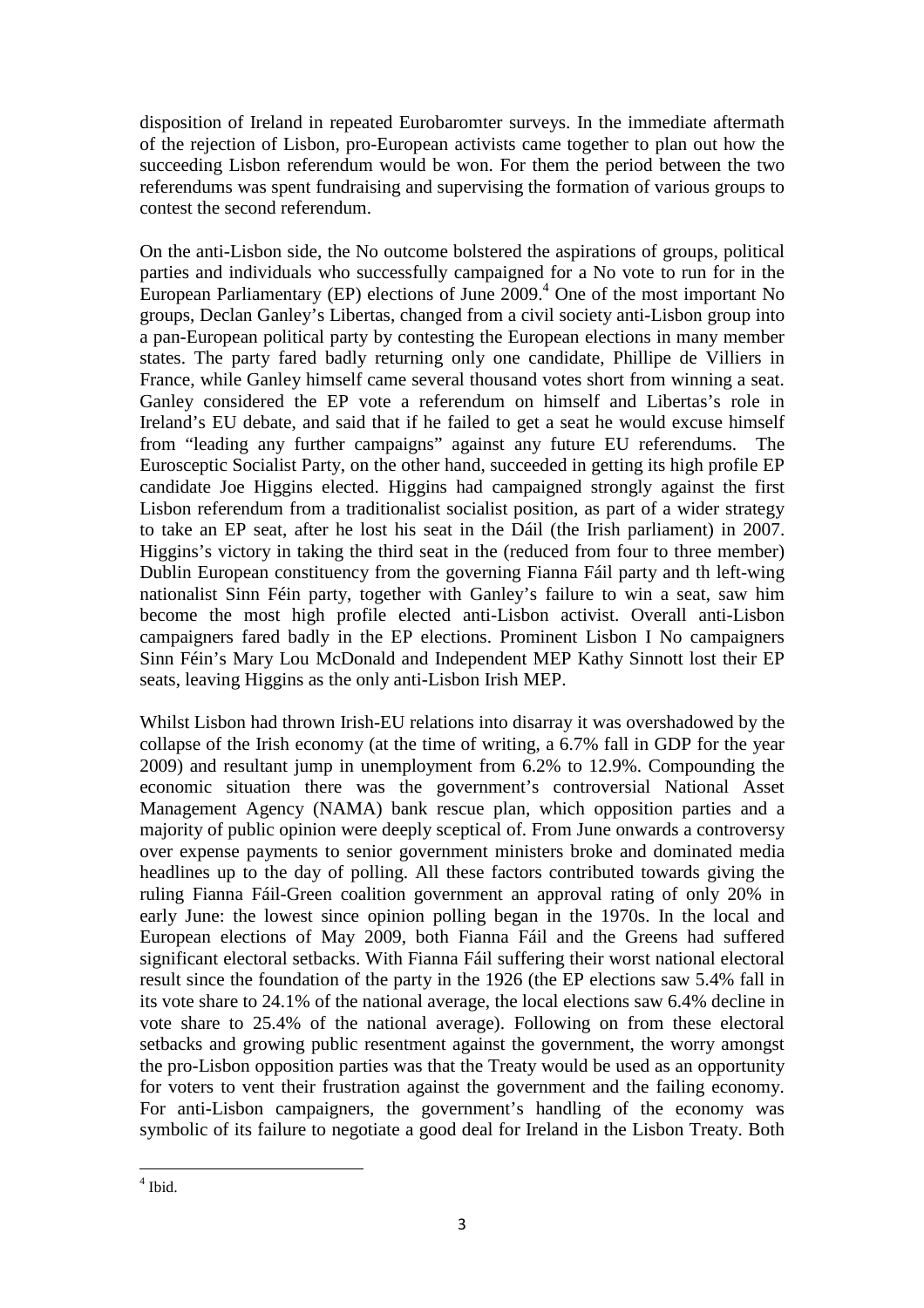disposition of Ireland in repeated Eurobaromter surveys. In the immediate aftermath of the rejection of Lisbon, pro-European activists came together to plan out how the succeeding Lisbon referendum would be won. For them the period between the two referendums was spent fundraising and supervising the formation of various groups to contest the second referendum.

On the anti-Lisbon side, the No outcome bolstered the aspirations of groups, political parties and individuals who successfully campaigned for a No vote to run for in the European Parliamentary (EP) elections of June 2009.[4] One of the most important No groups, Declan Ganley's Libertas, changed from a civil society anti-Lisbon group into a pan-European political party by contesting the European elections in many member states. The party fared badly returning only one candidate, Phillipe de Villiers in France, while Ganley himself came several thousand votes short from winning a seat. Ganley considered the EP vote a referendum on himself and Libertas's role in Ireland's EU debate, and said that if he failed to get a seat he would excuse himself from "leading any further campaigns" against any future EU referendums. The Eurosceptic Socialist Party, on the other hand, succeeded in getting its high profile EP candidate Joe Higgins elected. Higgins had campaigned strongly against the first Lisbon referendum from a traditionalist socialist position, as part of a wider strategy to take an EP seat, after he lost his seat in the Dáil (the Irish parliament) in 2007. Higgins's victory in taking the third seat in the (reduced from four to three member) Dublin European constituency from the governing Fianna Fáil party and th left-wing nationalist Sinn Féin party, together with Ganley's failure to win a seat, saw him become the most high profile elected anti-Lisbon activist. Overall anti-Lisbon campaigners fared badly in the EP elections. Prominent Lisbon I No campaigners Sinn Féin's Mary Lou McDonald and Independent MEP Kathy Sinnott lost their EP seats, leaving Higgins as the only anti-Lisbon Irish MEP.

Whilst Lisbon had thrown Irish-EU relations into disarray it was overshadowed by the collapse of the Irish economy (at the time of writing, a 6.7% fall in GDP for the year 2009) and resultant jump in unemployment from 6.2% to 12.9%. Compounding the economic situation there was the government's controversial National Asset Management Agency (NAMA) bank rescue plan, which opposition parties and a majority of public opinion were deeply sceptical of. From June onwards a controversy over expense payments to senior government ministers broke and dominated media headlines up to the day of polling. All these factors contributed towards giving the ruling Fianna Fáil-Green coalition government an approval rating of only 20% in early June: the lowest since opinion polling began in the 1970s. In the local and European elections of May 2009, both Fianna Fáil and the Greens had suffered significant electoral setbacks. With Fianna Fáil suffering their worst national electoral result since the foundation of the party in the 1926 (the EP elections saw 5.4% fall in its vote share to 24.1% of the national average, the local elections saw 6.4% decline in vote share to 25.4% of the national average). Following on from these electoral setbacks and growing public resentment against the government, the worry amongst the pro-Lisbon opposition parties was that the Treaty would be used as an opportunity for voters to vent their frustration against the government and the failing economy. For anti-Lisbon campaigners, the government's handling of the economy was symbolic of its failure to negotiate a good deal for Ireland in the Lisbon Treaty. Both

[4] Ibid.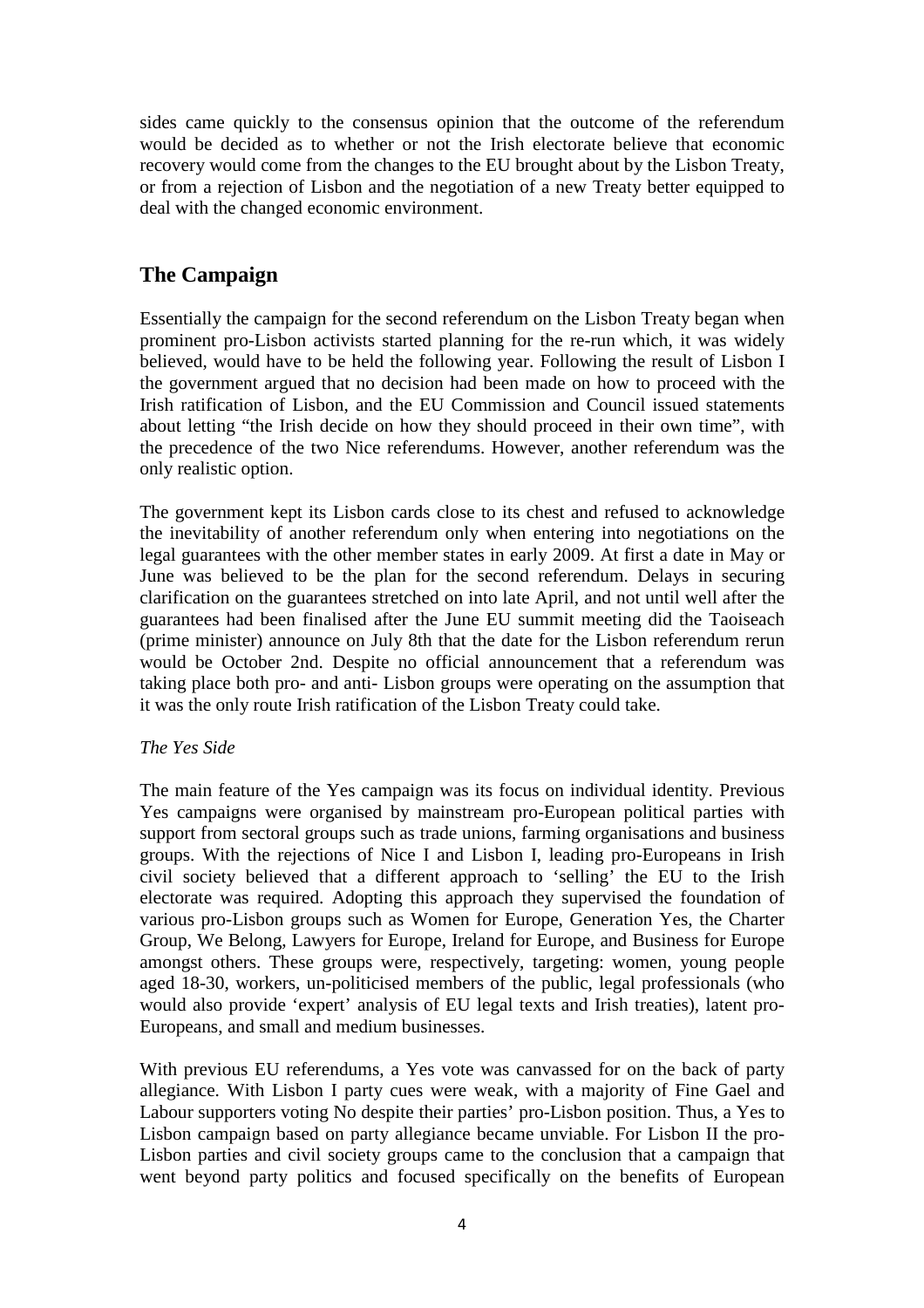sides came quickly to the consensus opinion that the outcome of the referendum would be decided as to whether or not the Irish electorate believe that economic recovery would come from the changes to the EU brought about by the Lisbon Treaty, or from a rejection of Lisbon and the negotiation of a new Treaty better equipped to deal with the changed economic environment.

## The Campaign

Essentially the campaign for the second referendum on the Lisbon Treaty began when prominent pro-Lisbon activists started planning for the re-run which, it was widely believed, would have to be held the following year. Following the result of Lisbon I the government argued that no decision had been made on how to proceed with the Irish ratification of Lisbon, and the EU Commission and Council issued statements about letting "the Irish decide on how they should proceed in their own time", with the precedence of the two Nice referendums. However, another referendum was the only realistic option.

The government kept its Lisbon cards close to its chest and refused to acknowledge the inevitability of another referendum only when entering into negotiations on the legal guarantees with the other member states in early 2009. At first a date in May or June was believed to be the plan for the second referendum. Delays in securing clarification on the guarantees stretched on into late April, and not until well after the guarantees had been finalised after the June EU summit meeting did the Taoiseach (prime minister) announce on July 8th that the date for the Lisbon referendum rerun would be October 2nd. Despite no official announcement that a referendum was taking place both pro- and anti- Lisbon groups were operating on the assumption that it was the only route Irish ratification of the Lisbon Treaty could take.

*The Yes Side*

The main feature of the Yes campaign was its focus on individual identity. Previous Yes campaigns were organised by mainstream pro-European political parties with support from sectoral groups such as trade unions, farming organisations and business groups. With the rejections of Nice I and Lisbon I, leading pro-Europeans in Irish civil society believed that a different approach to 'selling' the EU to the Irish electorate was required. Adopting this approach they supervised the foundation of various pro-Lisbon groups such as Women for Europe, Generation Yes, the Charter Group, We Belong, Lawyers for Europe, Ireland for Europe, and Business for Europe amongst others. These groups were, respectively, targeting: women, young people aged 18-30, workers, un-politicised members of the public, legal professionals (who would also provide 'expert' analysis of EU legal texts and Irish treaties), latent pro-Europeans, and small and medium businesses.

With previous EU referendums, a Yes vote was canvassed for on the back of party allegiance. With Lisbon I party cues were weak, with a majority of Fine Gael and Labour supporters voting No despite their parties' pro-Lisbon position. Thus, a Yes to Lisbon campaign based on party allegiance became unviable. For Lisbon II the pro-Lisbon parties and civil society groups came to the conclusion that a campaign that went beyond party politics and focused specifically on the benefits of European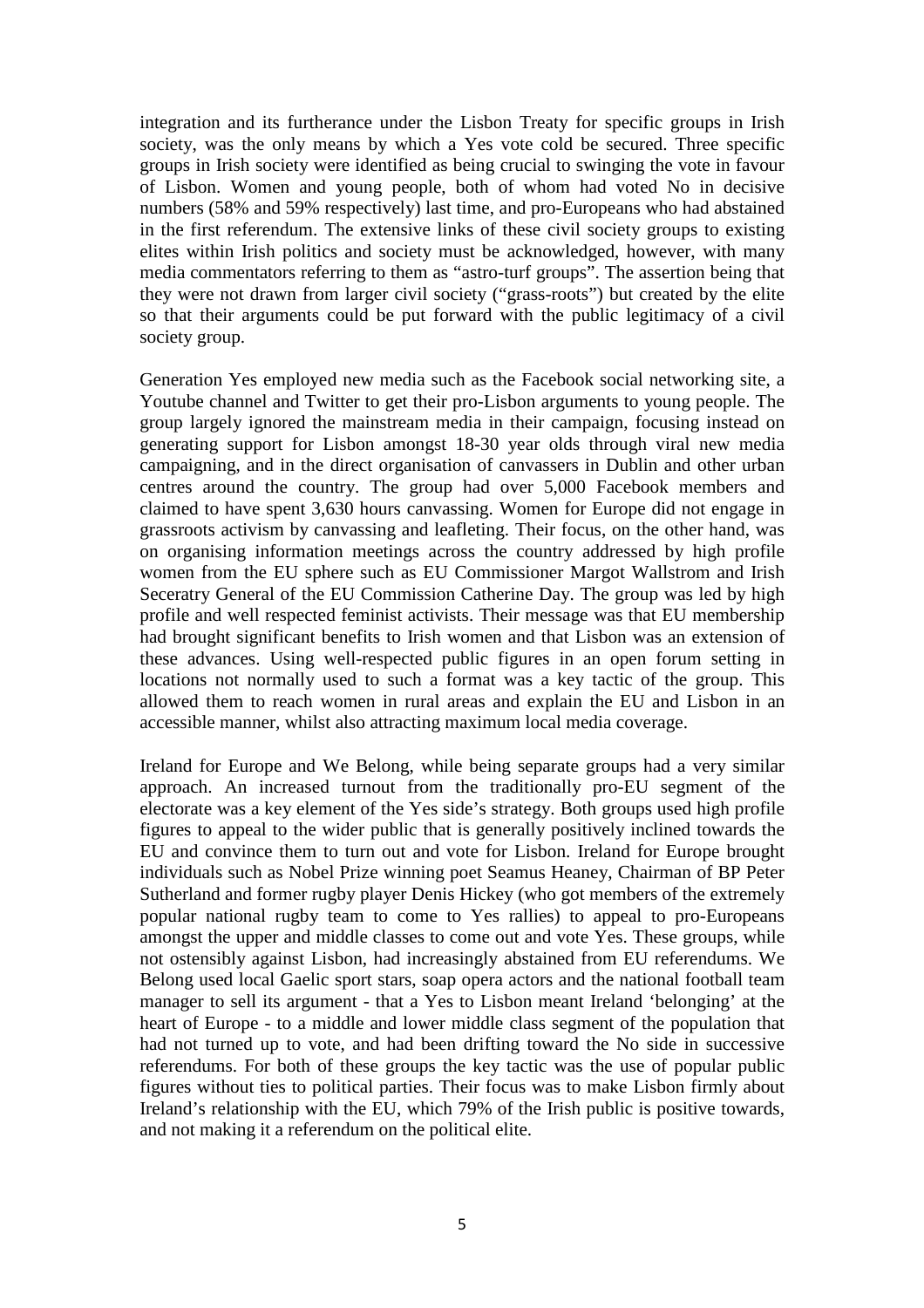integration and its furtherance under the Lisbon Treaty for specific groups in Irish society, was the only means by which a Yes vote cold be secured. Three specific groups in Irish society were identified as being crucial to swinging the vote in favour of Lisbon. Women and young people, both of whom had voted No in decisive numbers (58% and 59% respectively) last time, and pro-Europeans who had abstained in the first referendum. The extensive links of these civil society groups to existing elites within Irish politics and society must be acknowledged, however, with many media commentators referring to them as "astro-turf groups". The assertion being that they were not drawn from larger civil society ("grass-roots") but created by the elite so that their arguments could be put forward with the public legitimacy of a civil society group.

Generation Yes employed new media such as the Facebook social networking site, a Youtube channel and Twitter to get their pro-Lisbon arguments to young people. The group largely ignored the mainstream media in their campaign, focusing instead on generating support for Lisbon amongst 18-30 year olds through viral new media campaigning, and in the direct organisation of canvassers in Dublin and other urban centres around the country. The group had over 5,000 Facebook members and claimed to have spent 3,630 hours canvassing. Women for Europe did not engage in grassroots activism by canvassing and leafleting. Their focus, on the other hand, was on organising information meetings across the country addressed by high profile women from the EU sphere such as EU Commissioner Margot Wallstrom and Irish Seceratry General of the EU Commission Catherine Day. The group was led by high profile and well respected feminist activists. Their message was that EU membership had brought significant benefits to Irish women and that Lisbon was an extension of these advances. Using well-respected public figures in an open forum setting in locations not normally used to such a format was a key tactic of the group. This allowed them to reach women in rural areas and explain the EU and Lisbon in an accessible manner, whilst also attracting maximum local media coverage.

Ireland for Europe and We Belong, while being separate groups had a very similar approach. An increased turnout from the traditionally pro-EU segment of the electorate was a key element of the Yes side's strategy. Both groups used high profile figures to appeal to the wider public that is generally positively inclined towards the EU and convince them to turn out and vote for Lisbon. Ireland for Europe brought individuals such as Nobel Prize winning poet Seamus Heaney, Chairman of BP Peter Sutherland and former rugby player Denis Hickey (who got members of the extremely popular national rugby team to come to Yes rallies) to appeal to pro-Europeans amongst the upper and middle classes to come out and vote Yes. These groups, while not ostensibly against Lisbon, had increasingly abstained from EU referendums. We Belong used local Gaelic sport stars, soap opera actors and the national football team manager to sell its argument - that a Yes to Lisbon meant Ireland 'belonging' at the heart of Europe - to a middle and lower middle class segment of the population that had not turned up to vote, and had been drifting toward the No side in successive referendums. For both of these groups the key tactic was the use of popular public figures without ties to political parties. Their focus was to make Lisbon firmly about Ireland's relationship with the EU, which 79% of the Irish public is positive towards, and not making it a referendum on the political elite.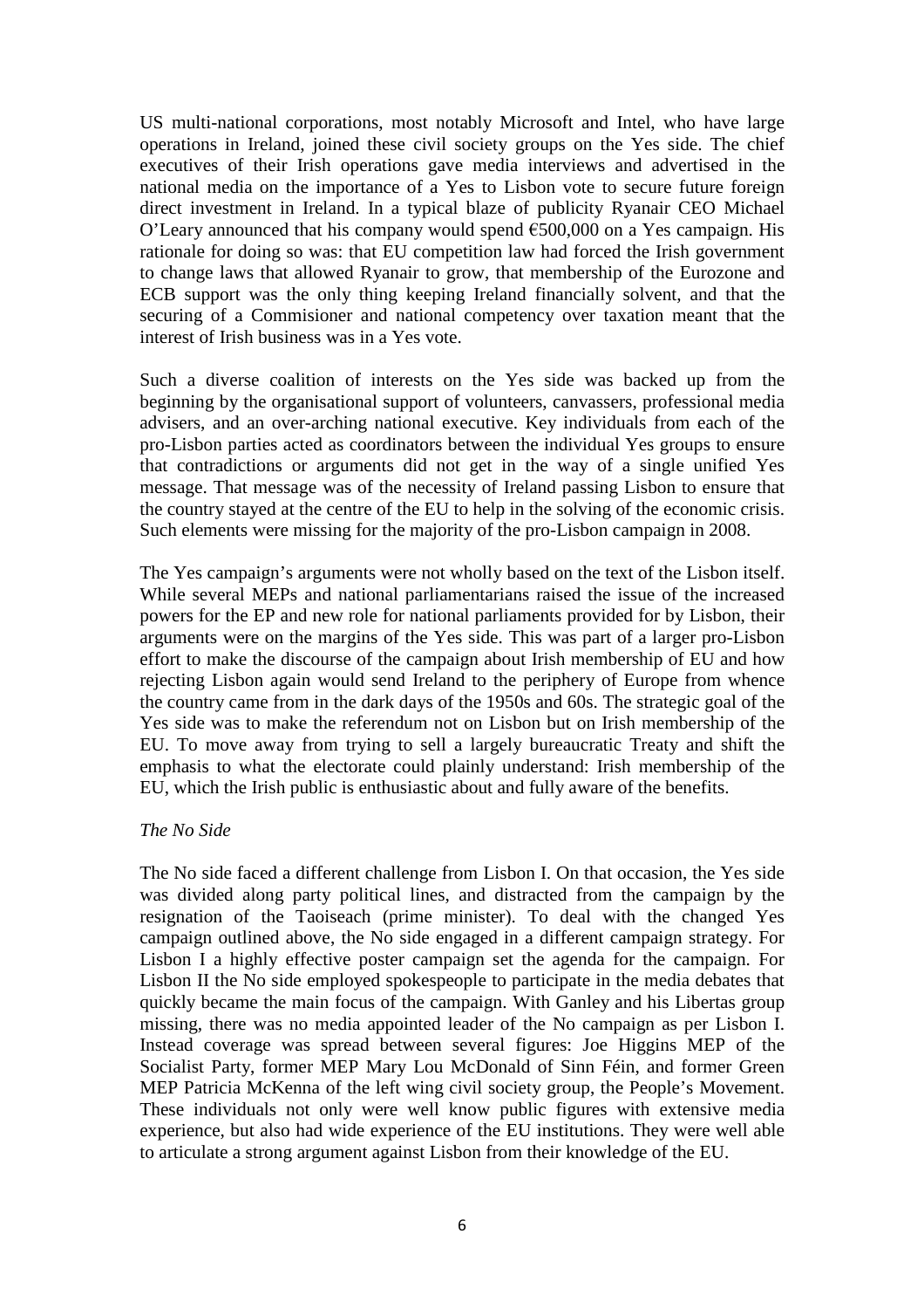US multi-national corporations, most notably Microsoft and Intel, who have large operations in Ireland, joined these civil society groups on the Yes side. The chief executives of their Irish operations gave media interviews and advertised in the national media on the importance of a Yes to Lisbon vote to secure future foreign direct investment in Ireland. In a typical blaze of publicity Ryanair CEO Michael O'Leary announced that his company would spend €500,000 on a Yes campaign. His rationale for doing so was: that EU competition law had forced the Irish government to change laws that allowed Ryanair to grow, that membership of the Eurozone and ECB support was the only thing keeping Ireland financially solvent, and that the securing of a Commisioner and national competency over taxation meant that the interest of Irish business was in a Yes vote.

Such a diverse coalition of interests on the Yes side was backed up from the beginning by the organisational support of volunteers, canvassers, professional media advisers, and an over-arching national executive. Key individuals from each of the pro-Lisbon parties acted as coordinators between the individual Yes groups to ensure that contradictions or arguments did not get in the way of a single unified Yes message. That message was of the necessity of Ireland passing Lisbon to ensure that the country stayed at the centre of the EU to help in the solving of the economic crisis. Such elements were missing for the majority of the pro-Lisbon campaign in 2008.

The Yes campaign's arguments were not wholly based on the text of the Lisbon itself. While several MEPs and national parliamentarians raised the issue of the increased powers for the EP and new role for national parliaments provided for by Lisbon, their arguments were on the margins of the Yes side. This was part of a larger pro-Lisbon effort to make the discourse of the campaign about Irish membership of EU and how rejecting Lisbon again would send Ireland to the periphery of Europe from whence the country came from in the dark days of the 1950s and 60s. The strategic goal of the Yes side was to make the referendum not on Lisbon but on Irish membership of the EU. To move away from trying to sell a largely bureaucratic Treaty and shift the emphasis to what the electorate could plainly understand: Irish membership of the EU, which the Irish public is enthusiastic about and fully aware of the benefits.

*The No Side*

The No side faced a different challenge from Lisbon I. On that occasion, the Yes side was divided along party political lines, and distracted from the campaign by the resignation of the Taoiseach (prime minister). To deal with the changed Yes campaign outlined above, the No side engaged in a different campaign strategy. For Lisbon I a highly effective poster campaign set the agenda for the campaign. For Lisbon II the No side employed spokespeople to participate in the media debates that quickly became the main focus of the campaign. With Ganley and his Libertas group missing, there was no media appointed leader of the No campaign as per Lisbon I. Instead coverage was spread between several figures: Joe Higgins MEP of the Socialist Party, former MEP Mary Lou McDonald of Sinn Féin, and former Green MEP Patricia McKenna of the left wing civil society group, the People's Movement. These individuals not only were well know public figures with extensive media experience, but also had wide experience of the EU institutions. They were well able to articulate a strong argument against Lisbon from their knowledge of the EU.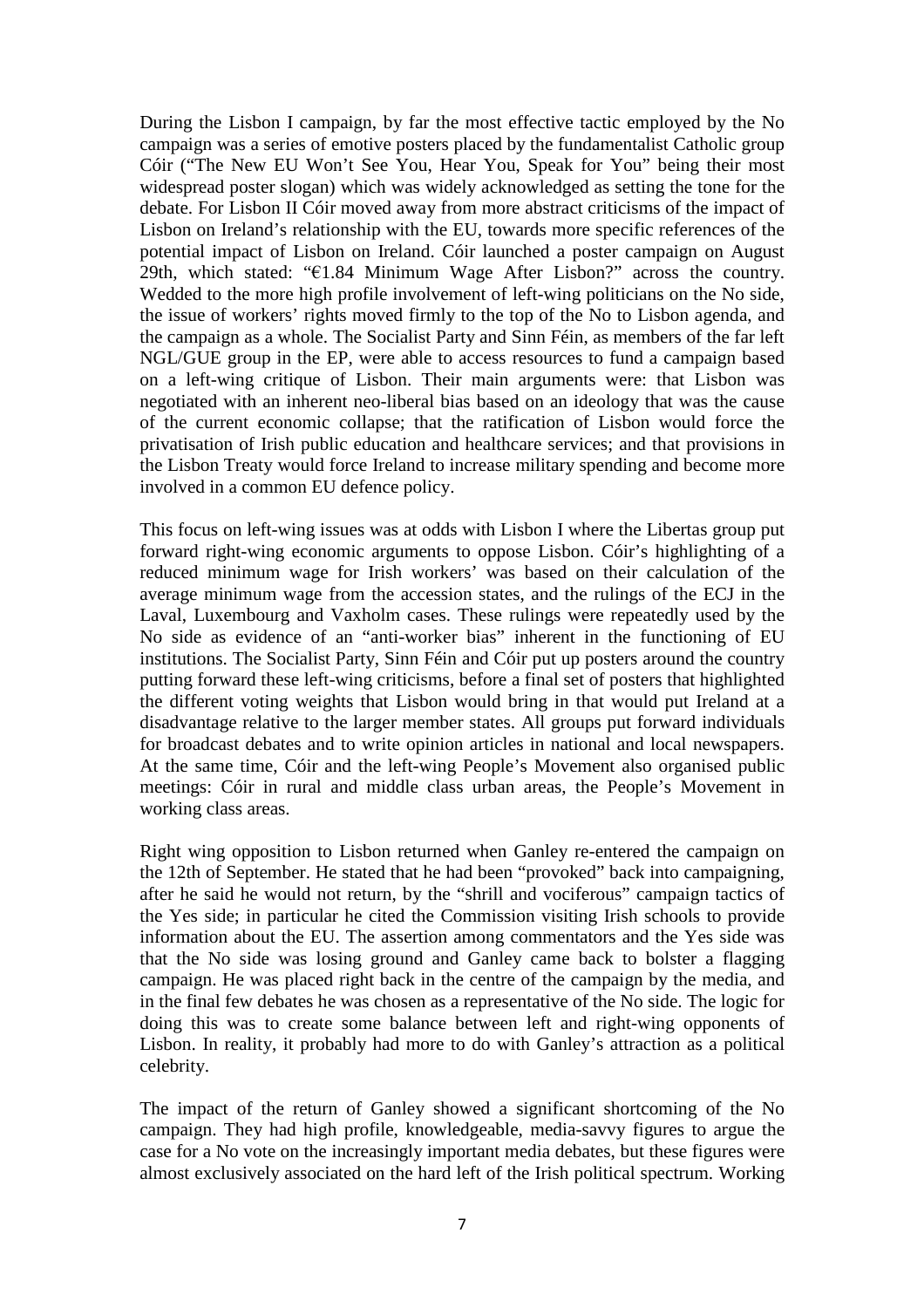During the Lisbon I campaign, by far the most effective tactic employed by the No campaign was a series of emotive posters placed by the fundamentalist Catholic group Cóir ("The New EU Won't See You, Hear You, Speak for You" being their most widespread poster slogan) which was widely acknowledged as setting the tone for the debate. For Lisbon II Cóir moved away from more abstract criticisms of the impact of Lisbon on Ireland's relationship with the EU, towards more specific references of the potential impact of Lisbon on Ireland. Cóir launched a poster campaign on August 29th, which stated: "€1.84 Minimum Wage After Lisbon?" across the country. Wedded to the more high profile involvement of left-wing politicians on the No side, the issue of workers' rights moved firmly to the top of the No to Lisbon agenda, and the campaign as a whole. The Socialist Party and Sinn Féin, as members of the far left NGL/GUE group in the EP, were able to access resources to fund a campaign based on a left-wing critique of Lisbon. Their main arguments were: that Lisbon was negotiated with an inherent neo-liberal bias based on an ideology that was the cause of the current economic collapse; that the ratification of Lisbon would force the privatisation of Irish public education and healthcare services; and that provisions in the Lisbon Treaty would force Ireland to increase military spending and become more involved in a common EU defence policy.

This focus on left-wing issues was at odds with Lisbon I where the Libertas group put forward right-wing economic arguments to oppose Lisbon. Cóir's highlighting of a reduced minimum wage for Irish workers' was based on their calculation of the average minimum wage from the accession states, and the rulings of the ECJ in the Laval, Luxembourg and Vaxholm cases. These rulings were repeatedly used by the No side as evidence of an "anti-worker bias" inherent in the functioning of EU institutions. The Socialist Party, Sinn Féin and Cóir put up posters around the country putting forward these left-wing criticisms, before a final set of posters that highlighted the different voting weights that Lisbon would bring in that would put Ireland at a disadvantage relative to the larger member states. All groups put forward individuals for broadcast debates and to write opinion articles in national and local newspapers. At the same time, Cóir and the left-wing People's Movement also organised public meetings: Cóir in rural and middle class urban areas, the People's Movement in working class areas.

Right wing opposition to Lisbon returned when Ganley re-entered the campaign on the 12th of September. He stated that he had been "provoked" back into campaigning, after he said he would not return, by the "shrill and vociferous" campaign tactics of the Yes side; in particular he cited the Commission visiting Irish schools to provide information about the EU. The assertion among commentators and the Yes side was that the No side was losing ground and Ganley came back to bolster a flagging campaign. He was placed right back in the centre of the campaign by the media, and in the final few debates he was chosen as a representative of the No side. The logic for doing this was to create some balance between left and right-wing opponents of Lisbon. In reality, it probably had more to do with Ganley's attraction as a political celebrity.

The impact of the return of Ganley showed a significant shortcoming of the No campaign. They had high profile, knowledgeable, media-savvy figures to argue the case for a No vote on the increasingly important media debates, but these figures were almost exclusively associated on the hard left of the Irish political spectrum. Working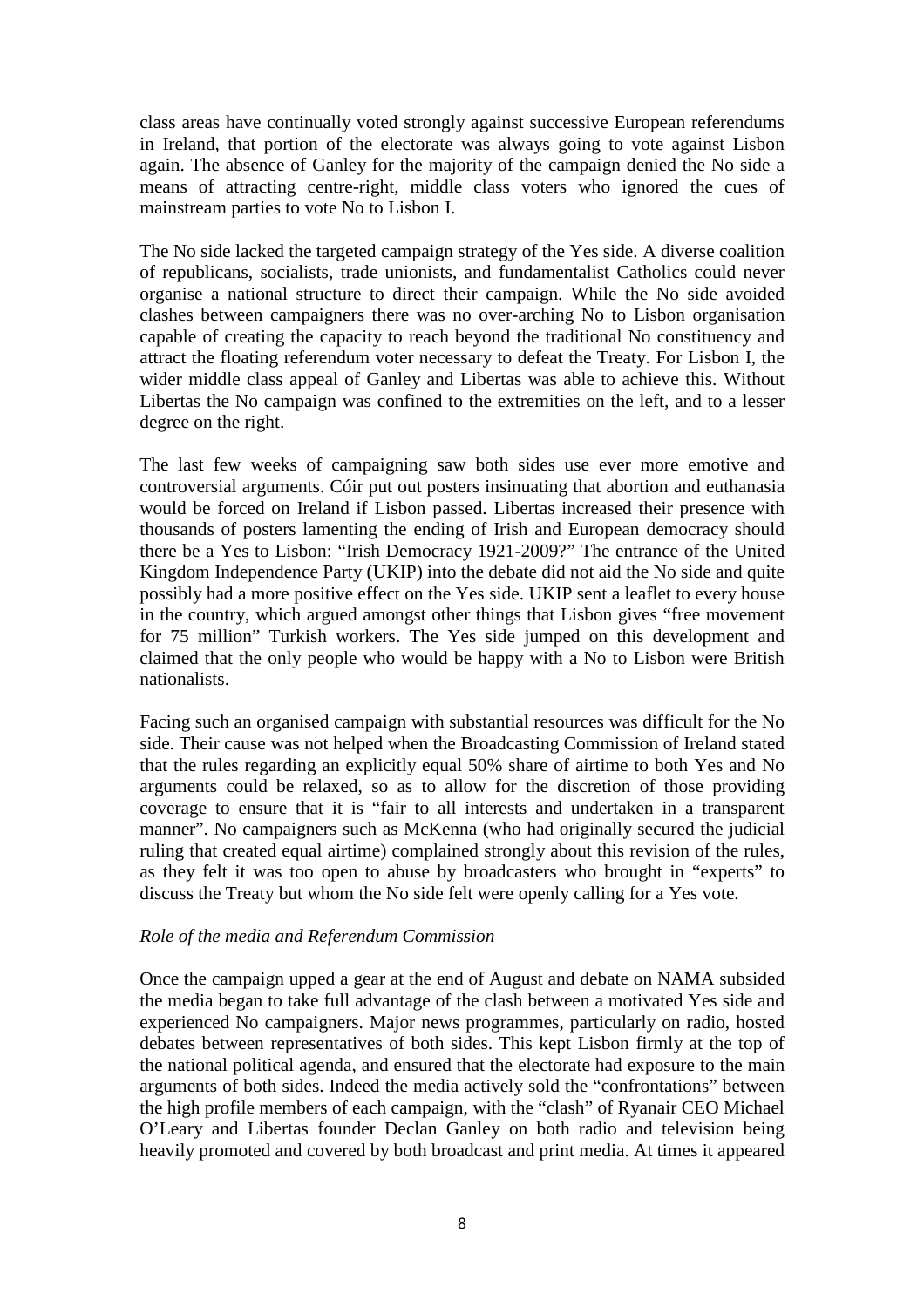class areas have continually voted strongly against successive European referendums in Ireland, that portion of the electorate was always going to vote against Lisbon again. The absence of Ganley for the majority of the campaign denied the No side a means of attracting centre-right, middle class voters who ignored the cues of mainstream parties to vote No to Lisbon I.

The No side lacked the targeted campaign strategy of the Yes side. A diverse coalition of republicans, socialists, trade unionists, and fundamentalist Catholics could never organise a national structure to direct their campaign. While the No side avoided clashes between campaigners there was no over-arching No to Lisbon organisation capable of creating the capacity to reach beyond the traditional No constituency and attract the floating referendum voter necessary to defeat the Treaty. For Lisbon I, the wider middle class appeal of Ganley and Libertas was able to achieve this. Without Libertas the No campaign was confined to the extremities on the left, and to a lesser degree on the right.

The last few weeks of campaigning saw both sides use ever more emotive and controversial arguments. Cóir put out posters insinuating that abortion and euthanasia would be forced on Ireland if Lisbon passed. Libertas increased their presence with thousands of posters lamenting the ending of Irish and European democracy should there be a Yes to Lisbon: “Irish Democracy 1921-2009?” The entrance of the United Kingdom Independence Party (UKIP) into the debate did not aid the No side and quite possibly had a more positive effect on the Yes side. UKIP sent a leaflet to every house in the country, which argued amongst other things that Lisbon gives “free movement for 75 million” Turkish workers. The Yes side jumped on this development and claimed that the only people who would be happy with a No to Lisbon were British nationalists.

Facing such an organised campaign with substantial resources was difficult for the No side. Their cause was not helped when the Broadcasting Commission of Ireland stated that the rules regarding an explicitly equal 50% share of airtime to both Yes and No arguments could be relaxed, so as to allow for the discretion of those providing coverage to ensure that it is “fair to all interests and undertaken in a transparent manner”. No campaigners such as McKenna (who had originally secured the judicial ruling that created equal airtime) complained strongly about this revision of the rules, as they felt it was too open to abuse by broadcasters who brought in “experts” to discuss the Treaty but whom the No side felt were openly calling for a Yes vote.

*Role of the media and Referendum Commission*

Once the campaign upped a gear at the end of August and debate on NAMA subsided the media began to take full advantage of the clash between a motivated Yes side and experienced No campaigners. Major news programmes, particularly on radio, hosted debates between representatives of both sides. This kept Lisbon firmly at the top of the national political agenda, and ensured that the electorate had exposure to the main arguments of both sides. Indeed the media actively sold the “confrontations” between the high profile members of each campaign, with the “clash” of Ryanair CEO Michael O’Leary and Libertas founder Declan Ganley on both radio and television being heavily promoted and covered by both broadcast and print media. At times it appeared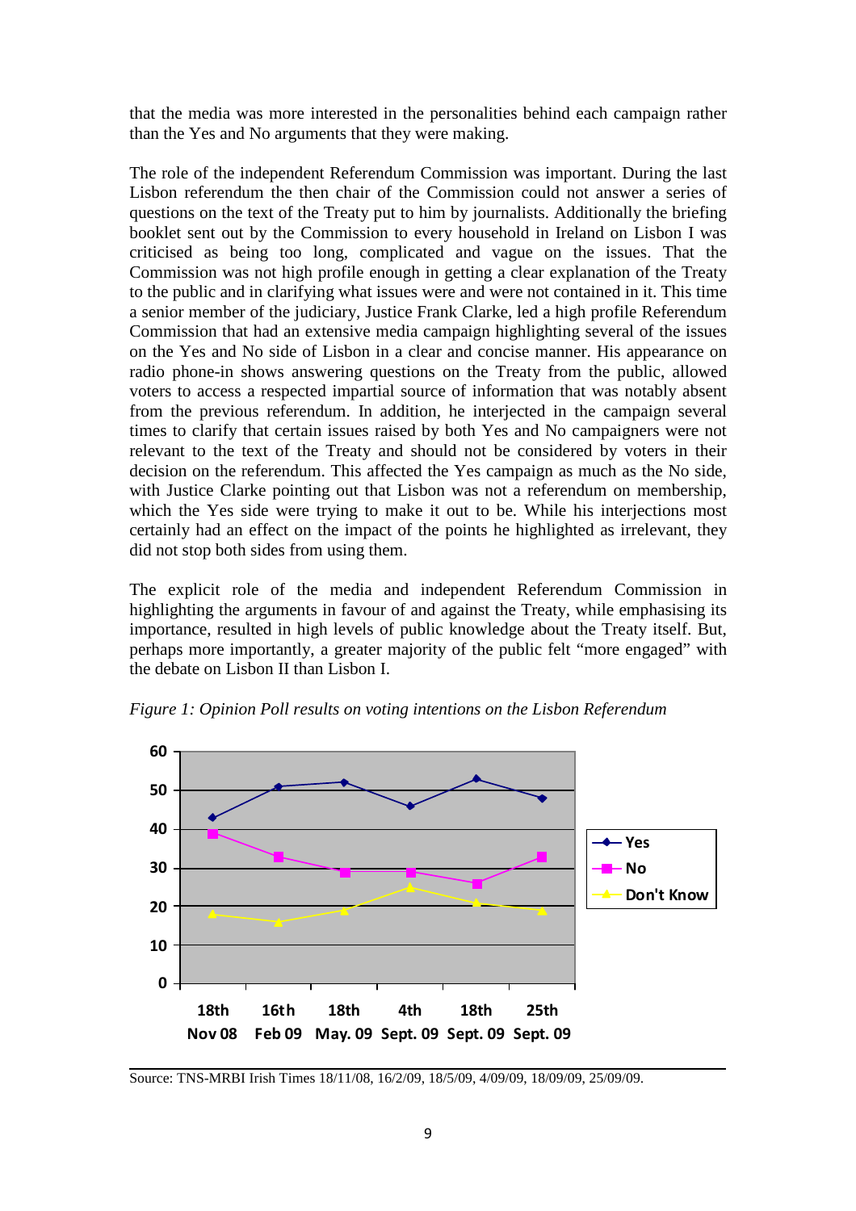that the media was more interested in the personalities behind each campaign rather than the Yes and No arguments that they were making.

The role of the independent Referendum Commission was important. During the last Lisbon referendum the then chair of the Commission could not answer a series of questions on the text of the Treaty put to him by journalists. Additionally the briefing booklet sent out by the Commission to every household in Ireland on Lisbon I was criticised as being too long, complicated and vague on the issues. That the Commission was not high profile enough in getting a clear explanation of the Treaty to the public and in clarifying what issues were and were not contained in it. This time a senior member of the judiciary, Justice Frank Clarke, led a high profile Referendum Commission that had an extensive media campaign highlighting several of the issues on the Yes and No side of Lisbon in a clear and concise manner. His appearance on radio phone-in shows answering questions on the Treaty from the public, allowed voters to access a respected impartial source of information that was notably absent from the previous referendum. In addition, he interjected in the campaign several times to clarify that certain issues raised by both Yes and No campaigners were not relevant to the text of the Treaty and should not be considered by voters in their decision on the referendum. This affected the Yes campaign as much as the No side, with Justice Clarke pointing out that Lisbon was not a referendum on membership, which the Yes side were trying to make it out to be. While his interjections most certainly had an effect on the impact of the points he highlighted as irrelevant, they did not stop both sides from using them.

The explicit role of the media and independent Referendum Commission in highlighting the arguments in favour of and against the Treaty, while emphasising its importance, resulted in high levels of public knowledge about the Treaty itself. But, perhaps more importantly, a greater majority of the public felt "more engaged" with the debate on Lisbon II than Lisbon I.

*Figure 1: Opinion Poll results on voting intentions on the Lisbon Referendum*

| | 18th Nov 08 | 16th Feb 09 | 18th May. 09 | 4th Sept. 09 | 18th Sept. 09 | 25th Sept. 09 |
|---|---|---|---|---|---|---|
| Yes | 43 | 51 | 52 | 46 | 53 | 48 |
| No | 39 | 33 | 29 | 29 | 26 | 33 |
| Don't Know | 18 | 16 | 19 | 25 | 21 | 19 |

Source: TNS-MRBI Irish Times 18/11/08, 16/2/09, 18/5/09, 4/09/09, 18/09/09, 25/09/09.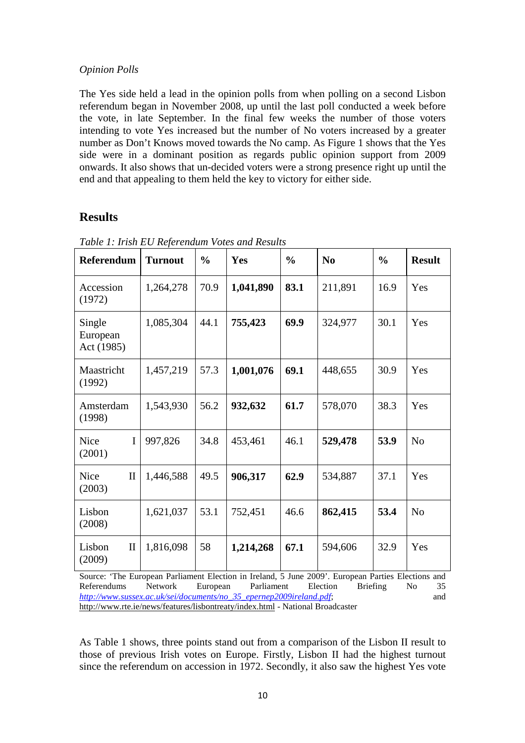*Opinion Polls*

The Yes side held a lead in the opinion polls from when polling on a second Lisbon referendum began in November 2008, up until the last poll conducted a week before the vote, in late September. In the final few weeks the number of those voters intending to vote Yes increased but the number of No voters increased by a greater number as Don't Knows moved towards the No camp. As Figure 1 shows that the Yes side were in a dominant position as regards public opinion support from 2009 onwards. It also shows that un-decided voters were a strong presence right up until the end and that appealing to them held the key to victory for either side.

## Results

*Table 1: Irish EU Referendum Votes and Results*

| Referendum | Turnout | % | Yes | % | No | % | Result |
|---|---|---|---|---|---|---|---|
| Accession (1972) | 1,264,278 | 70.9 | **1,041,890** | **83.1** | 211,891 | 16.9 | Yes |
| Single European Act (1985) | 1,085,304 | 44.1 | **755,423** | **69.9** | 324,977 | 30.1 | Yes |
| Maastricht (1992) | 1,457,219 | 57.3 | **1,001,076** | **69.1** | 448,655 | 30.9 | Yes |
| Amsterdam (1998) | 1,543,930 | 56.2 | **932,632** | **61.7** | 578,070 | 38.3 | Yes |
| Nice I (2001) | 997,826 | 34.8 | 453,461 | 46.1 | **529,478** | **53.9** | No |
| Nice II (2003) | 1,446,588 | 49.5 | **906,317** | **62.9** | 534,887 | 37.1 | Yes |
| Lisbon (2008) | 1,621,037 | 53.1 | 752,451 | 46.6 | **862,415** | **53.4** | No |
| Lisbon II (2009) | 1,816,098 | 58 | **1,214,268** | **67.1** | 594,606 | 32.9 | Yes |

Source: 'The European Parliament Election in Ireland, 5 June 2009'. European Parties Elections and Referendums Network European Parliament Election Briefing No 35 *http://www.sussex.ac.uk/sei/documents/no_35_epernep2009ireland.pdf*; and http://www.rte.ie/news/features/lisbontreaty/index.html - National Broadcaster

As Table 1 shows, three points stand out from a comparison of the Lisbon II result to those of previous Irish votes on Europe. Firstly, Lisbon II had the highest turnout since the referendum on accession in 1972. Secondly, it also saw the highest Yes vote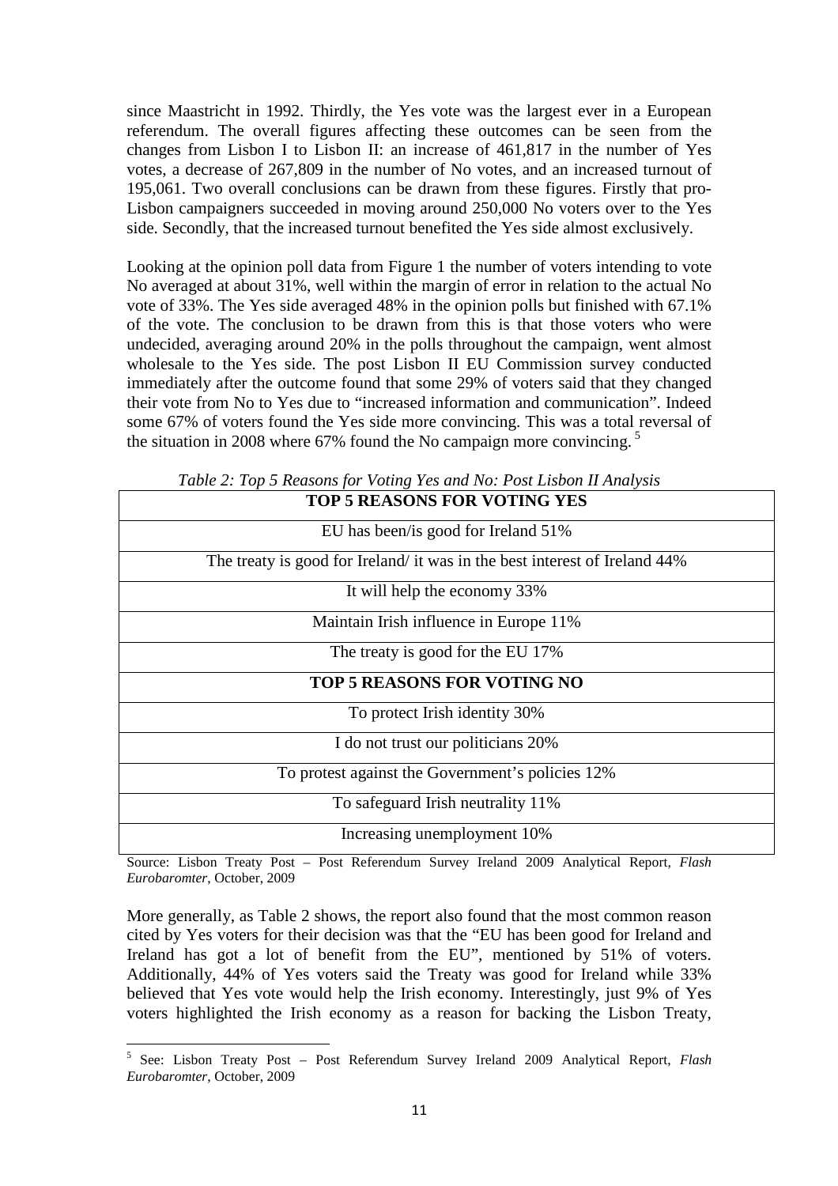since Maastricht in 1992. Thirdly, the Yes vote was the largest ever in a European referendum. The overall figures affecting these outcomes can be seen from the changes from Lisbon I to Lisbon II: an increase of 461,817 in the number of Yes votes, a decrease of 267,809 in the number of No votes, and an increased turnout of 195,061. Two overall conclusions can be drawn from these figures. Firstly that pro-Lisbon campaigners succeeded in moving around 250,000 No voters over to the Yes side. Secondly, that the increased turnout benefited the Yes side almost exclusively.

Looking at the opinion poll data from Figure 1 the number of voters intending to vote No averaged at about 31%, well within the margin of error in relation to the actual No vote of 33%. The Yes side averaged 48% in the opinion polls but finished with 67.1% of the vote. The conclusion to be drawn from this is that those voters who were undecided, averaging around 20% in the polls throughout the campaign, went almost wholesale to the Yes side. The post Lisbon II EU Commission survey conducted immediately after the outcome found that some 29% of voters said that they changed their vote from No to Yes due to "increased information and communication". Indeed some 67% of voters found the Yes side more convincing. This was a total reversal of the situation in 2008 where 67% found the No campaign more convincing. [5]

*Table 2: Top 5 Reasons for Voting Yes and No: Post Lisbon II Analysis*

| **TOP 5 REASONS FOR VOTING YES** |
|---|
| EU has been/is good for Ireland 51% |
| The treaty is good for Ireland/ it was in the best interest of Ireland 44% |
| It will help the economy 33% |
| Maintain Irish influence in Europe 11% |
| The treaty is good for the EU 17% |
| **TOP 5 REASONS FOR VOTING NO** |
| To protect Irish identity 30% |
| I do not trust our politicians 20% |
| To protest against the Government's policies 12% |
| To safeguard Irish neutrality 11% |
| Increasing unemployment 10% |

Source: Lisbon Treaty Post – Post Referendum Survey Ireland 2009 Analytical Report, *Flash Eurobaromter*, October, 2009

More generally, as Table 2 shows, the report also found that the most common reason cited by Yes voters for their decision was that the "EU has been good for Ireland and Ireland has got a lot of benefit from the EU", mentioned by 51% of voters. Additionally, 44% of Yes voters said the Treaty was good for Ireland while 33% believed that Yes vote would help the Irish economy. Interestingly, just 9% of Yes voters highlighted the Irish economy as a reason for backing the Lisbon Treaty,

[5] See: Lisbon Treaty Post – Post Referendum Survey Ireland 2009 Analytical Report, *Flash Eurobaromter*, October, 2009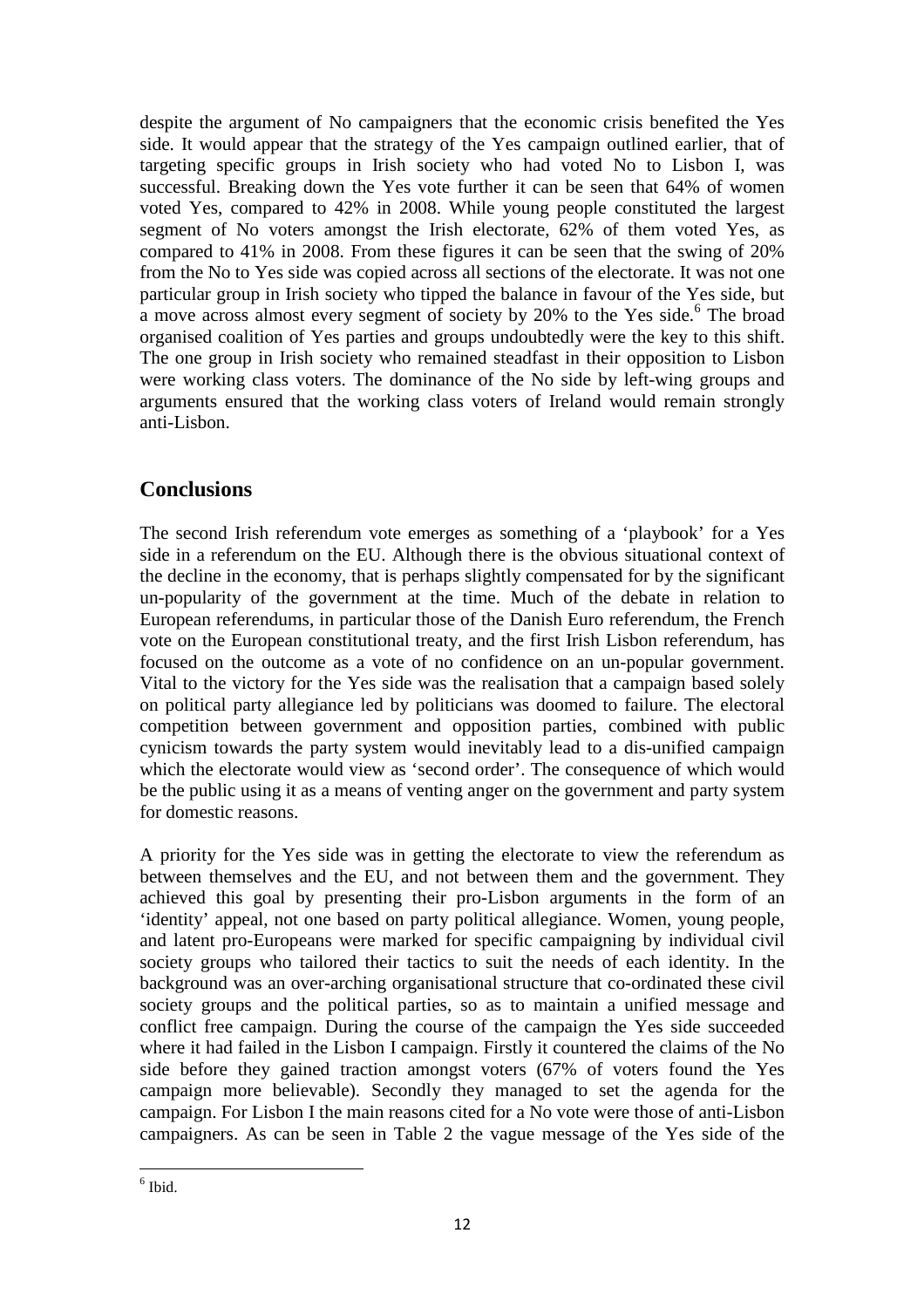despite the argument of No campaigners that the economic crisis benefited the Yes side. It would appear that the strategy of the Yes campaign outlined earlier, that of targeting specific groups in Irish society who had voted No to Lisbon I, was successful. Breaking down the Yes vote further it can be seen that 64% of women voted Yes, compared to 42% in 2008. While young people constituted the largest segment of No voters amongst the Irish electorate, 62% of them voted Yes, as compared to 41% in 2008. From these figures it can be seen that the swing of 20% from the No to Yes side was copied across all sections of the electorate. It was not one particular group in Irish society who tipped the balance in favour of the Yes side, but a move across almost every segment of society by 20% to the Yes side.[6] The broad organised coalition of Yes parties and groups undoubtedly were the key to this shift. The one group in Irish society who remained steadfast in their opposition to Lisbon were working class voters. The dominance of the No side by left-wing groups and arguments ensured that the working class voters of Ireland would remain strongly anti-Lisbon.

## Conclusions

The second Irish referendum vote emerges as something of a 'playbook' for a Yes side in a referendum on the EU. Although there is the obvious situational context of the decline in the economy, that is perhaps slightly compensated for by the significant un-popularity of the government at the time. Much of the debate in relation to European referendums, in particular those of the Danish Euro referendum, the French vote on the European constitutional treaty, and the first Irish Lisbon referendum, has focused on the outcome as a vote of no confidence on an un-popular government. Vital to the victory for the Yes side was the realisation that a campaign based solely on political party allegiance led by politicians was doomed to failure. The electoral competition between government and opposition parties, combined with public cynicism towards the party system would inevitably lead to a dis-unified campaign which the electorate would view as 'second order'. The consequence of which would be the public using it as a means of venting anger on the government and party system for domestic reasons.

A priority for the Yes side was in getting the electorate to view the referendum as between themselves and the EU, and not between them and the government. They achieved this goal by presenting their pro-Lisbon arguments in the form of an 'identity' appeal, not one based on party political allegiance. Women, young people, and latent pro-Europeans were marked for specific campaigning by individual civil society groups who tailored their tactics to suit the needs of each identity. In the background was an over-arching organisational structure that co-ordinated these civil society groups and the political parties, so as to maintain a unified message and conflict free campaign. During the course of the campaign the Yes side succeeded where it had failed in the Lisbon I campaign. Firstly it countered the claims of the No side before they gained traction amongst voters (67% of voters found the Yes campaign more believable). Secondly they managed to set the agenda for the campaign. For Lisbon I the main reasons cited for a No vote were those of anti-Lisbon campaigners. As can be seen in Table 2 the vague message of the Yes side of the

[6] Ibid.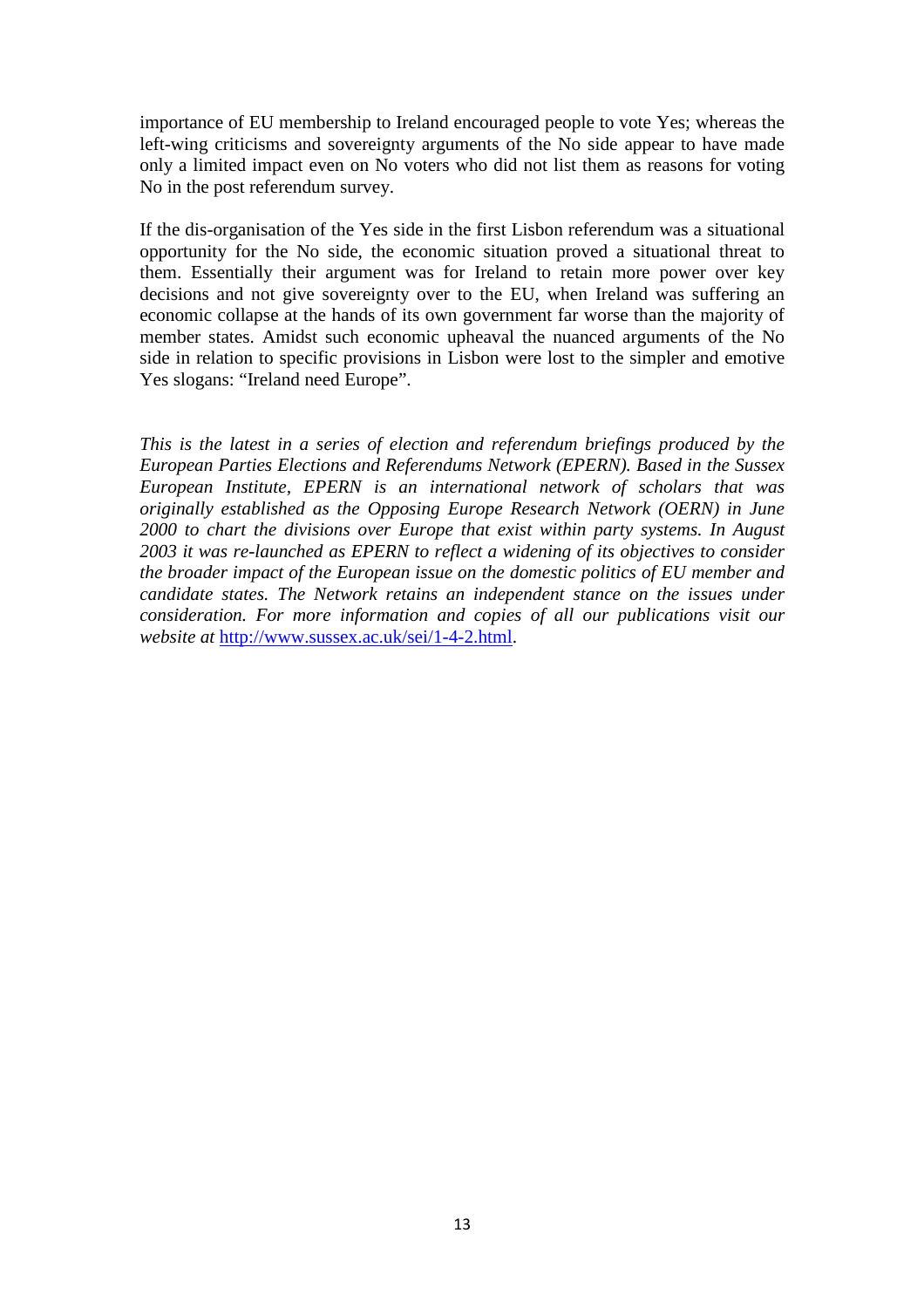importance of EU membership to Ireland encouraged people to vote Yes; whereas the left-wing criticisms and sovereignty arguments of the No side appear to have made only a limited impact even on No voters who did not list them as reasons for voting No in the post referendum survey.

If the dis-organisation of the Yes side in the first Lisbon referendum was a situational opportunity for the No side, the economic situation proved a situational threat to them. Essentially their argument was for Ireland to retain more power over key decisions and not give sovereignty over to the EU, when Ireland was suffering an economic collapse at the hands of its own government far worse than the majority of member states. Amidst such economic upheaval the nuanced arguments of the No side in relation to specific provisions in Lisbon were lost to the simpler and emotive Yes slogans: "Ireland need Europe".

*This is the latest in a series of election and referendum briefings produced by the European Parties Elections and Referendums Network (EPERN). Based in the Sussex European Institute, EPERN is an international network of scholars that was originally established as the Opposing Europe Research Network (OERN) in June 2000 to chart the divisions over Europe that exist within party systems. In August 2003 it was re-launched as EPERN to reflect a widening of its objectives to consider the broader impact of the European issue on the domestic politics of EU member and candidate states. The Network retains an independent stance on the issues under consideration. For more information and copies of all our publications visit our website at* http://www.sussex.ac.uk/sei/1-4-2.html.